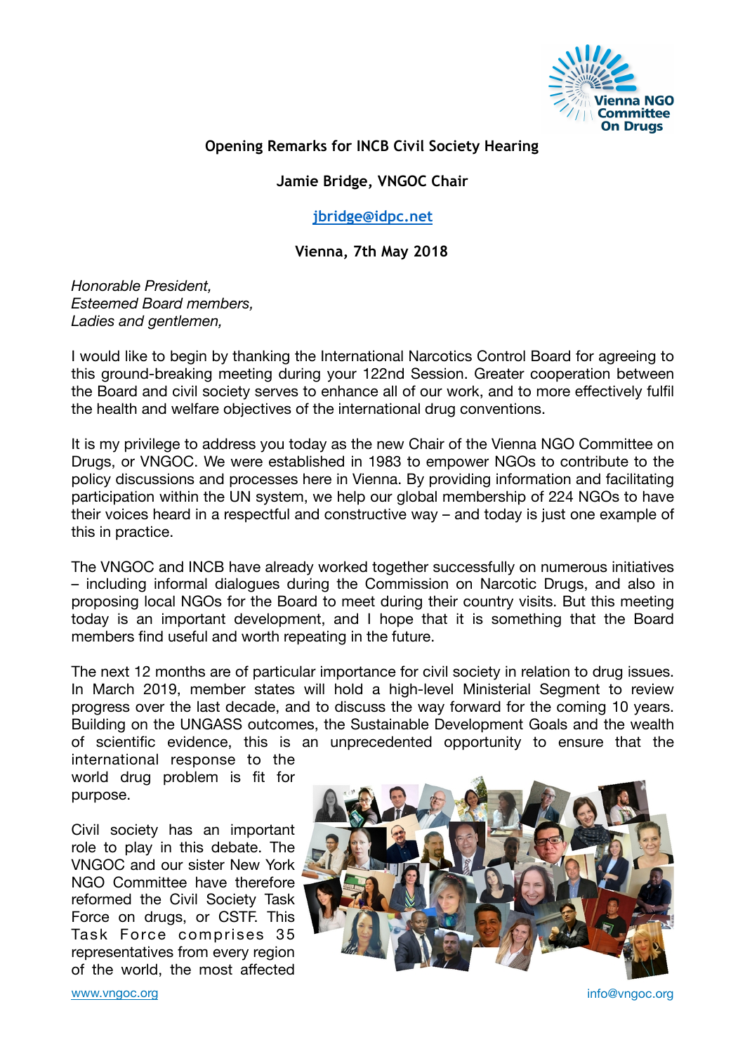**Opening Remarks for INCB Civil Society Hearing**

**Jamie Bridge, VNGOC Chair**

**jbridge@idpc.net**

**Vienna, 7th May 2018**

*Honorable President,*
*Esteemed Board members,*
*Ladies and gentlemen,*

I would like to begin by thanking the International Narcotics Control Board for agreeing to this ground-breaking meeting during your 122nd Session. Greater cooperation between the Board and civil society serves to enhance all of our work, and to more effectively fulfil the health and welfare objectives of the international drug conventions.

It is my privilege to address you today as the new Chair of the Vienna NGO Committee on Drugs, or VNGOC. We were established in 1983 to empower NGOs to contribute to the policy discussions and processes here in Vienna. By providing information and facilitating participation within the UN system, we help our global membership of 224 NGOs to have their voices heard in a respectful and constructive way – and today is just one example of this in practice.

The VNGOC and INCB have already worked together successfully on numerous initiatives – including informal dialogues during the Commission on Narcotic Drugs, and also in proposing local NGOs for the Board to meet during their country visits. But this meeting today is an important development, and I hope that it is something that the Board members find useful and worth repeating in the future.

The next 12 months are of particular importance for civil society in relation to drug issues. In March 2019, member states will hold a high-level Ministerial Segment to review progress over the last decade, and to discuss the way forward for the coming 10 years. Building on the UNGASS outcomes, the Sustainable Development Goals and the wealth of scientific evidence, this is an unprecedented opportunity to ensure that the international response to the world drug problem is fit for purpose.

Civil society has an important role to play in this debate. The VNGOC and our sister New York NGO Committee have therefore reformed the Civil Society Task Force on drugs, or CSTF. This Task Force comprises 35 representatives from every region of the world, the most affected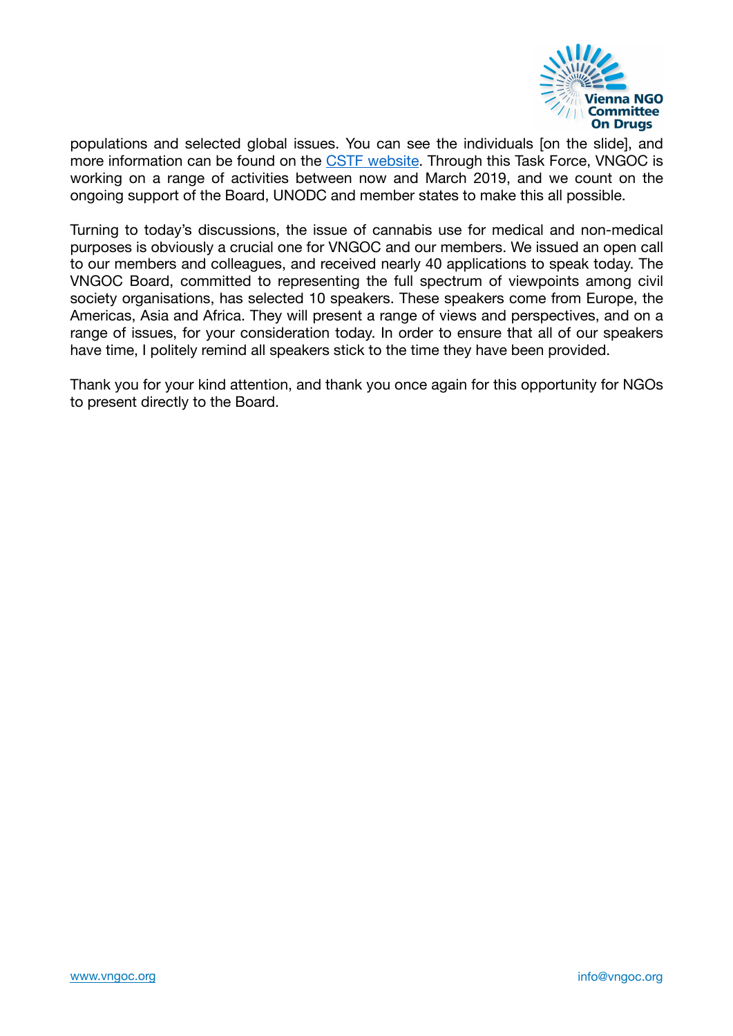populations and selected global issues. You can see the individuals [on the slide], and more information can be found on the [CSTF website](). Through this Task Force, VNGOC is working on a range of activities between now and March 2019, and we count on the ongoing support of the Board, UNODC and member states to make this all possible.

Turning to today's discussions, the issue of cannabis use for medical and non-medical purposes is obviously a crucial one for VNGOC and our members. We issued an open call to our members and colleagues, and received nearly 40 applications to speak today. The VNGOC Board, committed to representing the full spectrum of viewpoints among civil society organisations, has selected 10 speakers. These speakers come from Europe, the Americas, Asia and Africa. They will present a range of views and perspectives, and on a range of issues, for your consideration today. In order to ensure that all of our speakers have time, I politely remind all speakers stick to the time they have been provided.

Thank you for your kind attention, and thank you once again for this opportunity for NGOs to present directly to the Board.